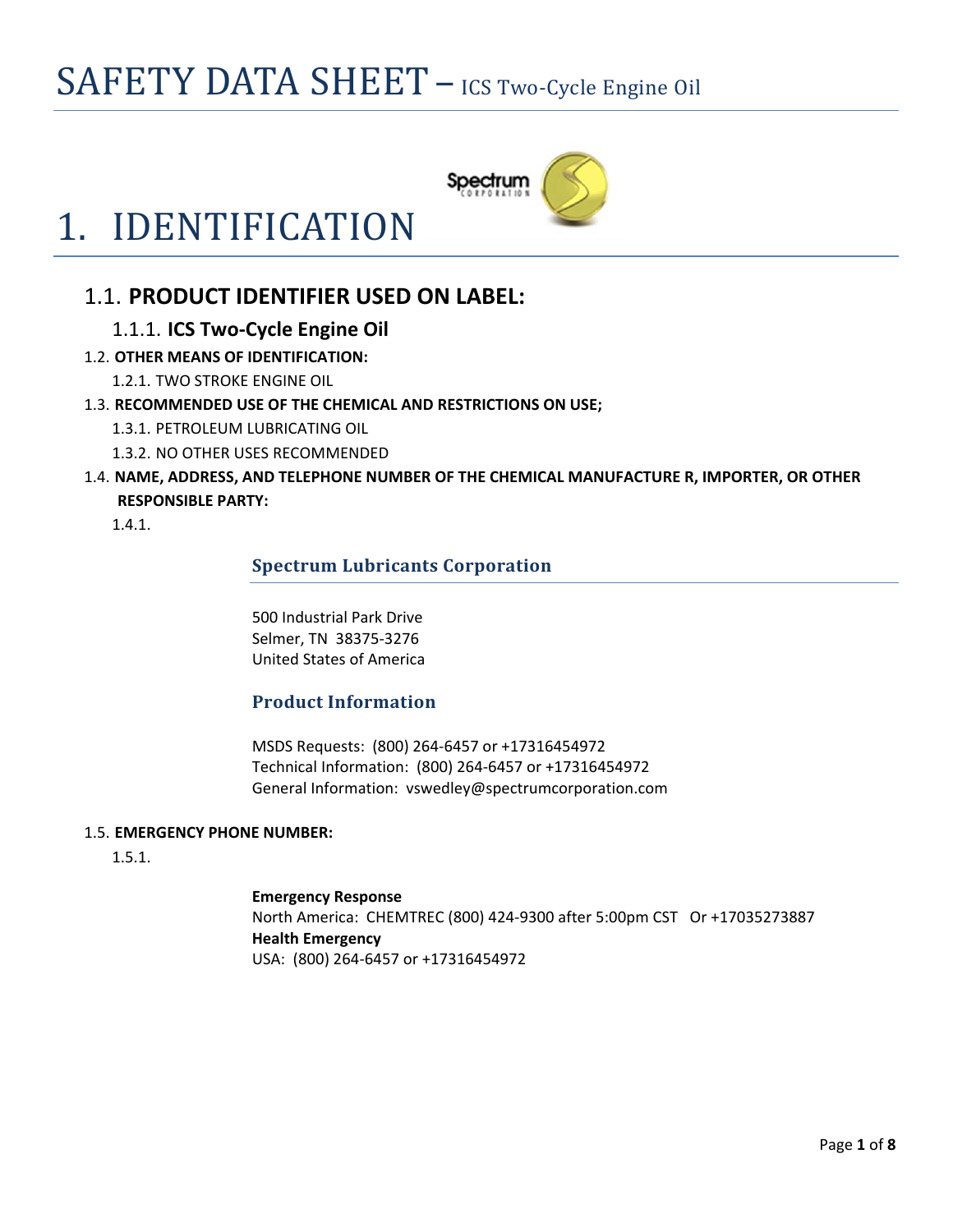# SAFETY DATA SHEET – ICS Two-Cycle Engine Oil

# 1. IDENTIFICATION

## 1.1. PRODUCT IDENTIFIER USED ON LABEL:

### 1.1.1. ICS Two-Cycle Engine Oil

1.2. **OTHER MEANS OF IDENTIFICATION:**

1.2.1. TWO STROKE ENGINE OIL

1.3. **RECOMMENDED USE OF THE CHEMICAL AND RESTRICTIONS ON USE;**

1.3.1. PETROLEUM LUBRICATING OIL

1.3.2. NO OTHER USES RECOMMENDED

1.4. **NAME, ADDRESS, AND TELEPHONE NUMBER OF THE CHEMICAL MANUFACTURE R, IMPORTER, OR OTHER RESPONSIBLE PARTY:**

1.4.1.

**Spectrum Lubricants Corporation**

500 Industrial Park Drive
Selmer, TN 38375-3276
United States of America

**Product Information**

MSDS Requests: (800) 264-6457 or +17316454972
Technical Information: (800) 264-6457 or +17316454972
General Information: vswedley@spectrumcorporation.com

1.5. **EMERGENCY PHONE NUMBER:**

1.5.1.

**Emergency Response**
North America: CHEMTREC (800) 424-9300 after 5:00pm CST Or +17035273887
**Health Emergency**
USA: (800) 264-6457 or +17316454972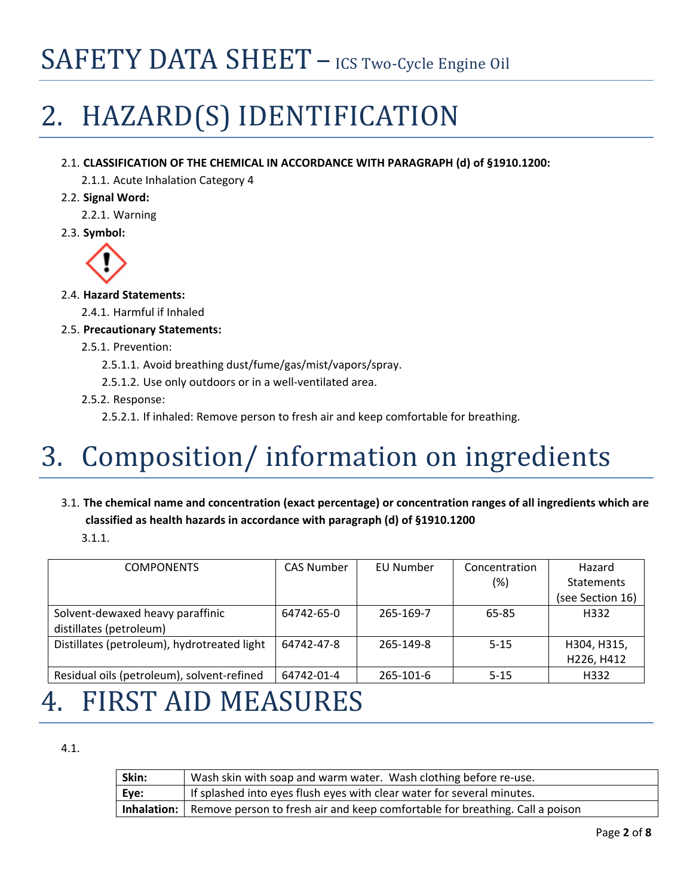# 2. HAZARD(S) IDENTIFICATION

2.1. **CLASSIFICATION OF THE CHEMICAL IN ACCORDANCE WITH PARAGRAPH (d) of §1910.1200:**

2.1.1. Acute Inhalation Category 4

2.2. **Signal Word:**

2.2.1. Warning

2.3. **Symbol:**

2.4. **Hazard Statements:**

2.4.1. Harmful if Inhaled

2.5. **Precautionary Statements:**

2.5.1. Prevention:

2.5.1.1. Avoid breathing dust/fume/gas/mist/vapors/spray.

2.5.1.2. Use only outdoors or in a well-ventilated area.

2.5.2. Response:

2.5.2.1. If inhaled: Remove person to fresh air and keep comfortable for breathing.

# 3. Composition/ information on ingredients

3.1. **The chemical name and concentration (exact percentage) or concentration ranges of all ingredients which are classified as health hazards in accordance with paragraph (d) of §1910.1200**

3.1.1.

| COMPONENTS | CAS Number | EU Number | Concentration (%) | Hazard Statements (see Section 16) |
|---|---|---|---|---|
| Solvent-dewaxed heavy paraffinic distillates (petroleum) | 64742-65-0 | 265-169-7 | 65-85 | H332 |
| Distillates (petroleum), hydrotreated light | 64742-47-8 | 265-149-8 | 5-15 | H304, H315, H226, H412 |
| Residual oils (petroleum), solvent-refined | 64742-01-4 | 265-101-6 | 5-15 | H332 |

# 4. FIRST AID MEASURES

4.1.

| | |
|---|---|
| **Skin:** | Wash skin with soap and warm water. Wash clothing before re-use. |
| **Eye:** | If splashed into eyes flush eyes with clear water for several minutes. |
| **Inhalation:** | Remove person to fresh air and keep comfortable for breathing. Call a poison |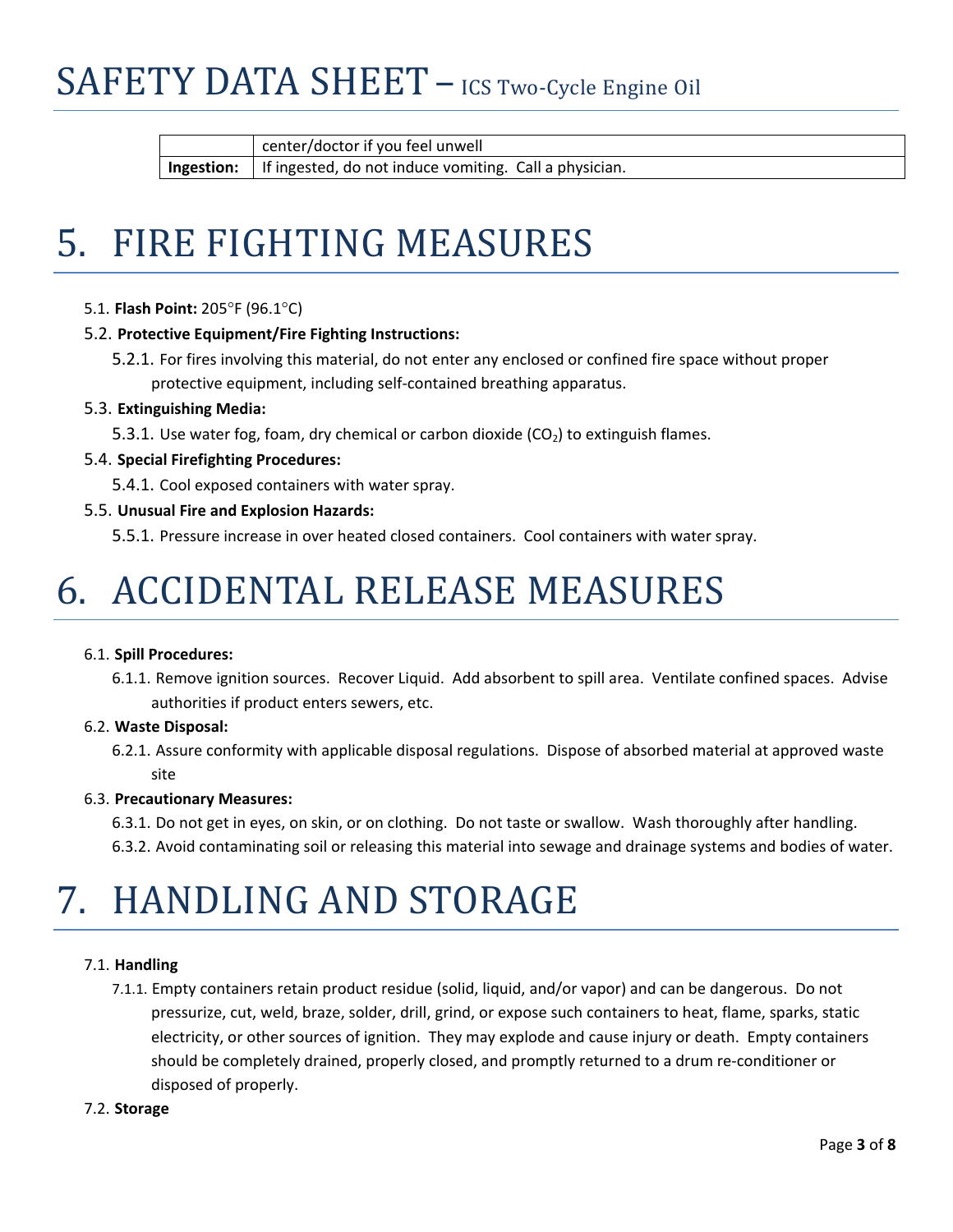| | |
|---|---|
| | center/doctor if you feel unwell |
| **Ingestion:** | If ingested, do not induce vomiting. Call a physician. |

# 5. FIRE FIGHTING MEASURES

5.1. **Flash Point:** 205°F (96.1°C)

5.2. **Protective Equipment/Fire Fighting Instructions:**

5.2.1. For fires involving this material, do not enter any enclosed or confined fire space without proper protective equipment, including self-contained breathing apparatus.

5.3. **Extinguishing Media:**

5.3.1. Use water fog, foam, dry chemical or carbon dioxide ($CO_2$) to extinguish flames.

5.4. **Special Firefighting Procedures:**

5.4.1. Cool exposed containers with water spray.

5.5. **Unusual Fire and Explosion Hazards:**

5.5.1. Pressure increase in over heated closed containers. Cool containers with water spray.

# 6. ACCIDENTAL RELEASE MEASURES

6.1. **Spill Procedures:**

6.1.1. Remove ignition sources. Recover Liquid. Add absorbent to spill area. Ventilate confined spaces. Advise authorities if product enters sewers, etc.

6.2. **Waste Disposal:**

6.2.1. Assure conformity with applicable disposal regulations. Dispose of absorbed material at approved waste site

6.3. **Precautionary Measures:**

6.3.1. Do not get in eyes, on skin, or on clothing. Do not taste or swallow. Wash thoroughly after handling.

6.3.2. Avoid contaminating soil or releasing this material into sewage and drainage systems and bodies of water.

# 7. HANDLING AND STORAGE

7.1. **Handling**

7.1.1. Empty containers retain product residue (solid, liquid, and/or vapor) and can be dangerous. Do not pressurize, cut, weld, braze, solder, drill, grind, or expose such containers to heat, flame, sparks, static electricity, or other sources of ignition. They may explode and cause injury or death. Empty containers should be completely drained, properly closed, and promptly returned to a drum re-conditioner or disposed of properly.

7.2. **Storage**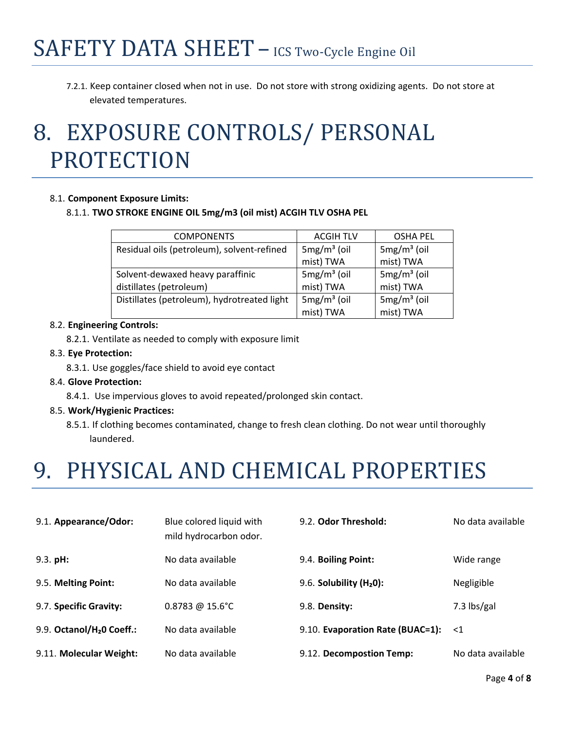7.2.1. Keep container closed when not in use. Do not store with strong oxidizing agents. Do not store at elevated temperatures.

# 8. EXPOSURE CONTROLS/ PERSONAL PROTECTION

8.1. **Component Exposure Limits:**

8.1.1. **TWO STROKE ENGINE OIL 5mg/m3 (oil mist) ACGIH TLV OSHA PEL**

| COMPONENTS | ACGIH TLV | OSHA PEL |
|---|---|---|
| Residual oils (petroleum), solvent-refined | $5mg/m^3$ (oil mist) TWA | $5mg/m^3$ (oil mist) TWA |
| Solvent-dewaxed heavy paraffinic distillates (petroleum) | $5mg/m^3$ (oil mist) TWA | $5mg/m^3$ (oil mist) TWA |
| Distillates (petroleum), hydrotreated light | $5mg/m^3$ (oil mist) TWA | $5mg/m^3$ (oil mist) TWA |

8.2. **Engineering Controls:**

8.2.1. Ventilate as needed to comply with exposure limit

8.3. **Eye Protection:**

8.3.1. Use goggles/face shield to avoid eye contact

8.4. **Glove Protection:**

8.4.1. Use impervious gloves to avoid repeated/prolonged skin contact.

8.5. **Work/Hygienic Practices:**

8.5.1. If clothing becomes contaminated, change to fresh clean clothing. Do not wear until thoroughly laundered.

# 9. PHYSICAL AND CHEMICAL PROPERTIES

| | | | |
|---|---|---|---|
| 9.1. **Appearance/Odor:** | Blue colored liquid with mild hydrocarbon odor. | 9.2. **Odor Threshold:** | No data available |
| 9.3. **pH:** | No data available | 9.4. **Boiling Point:** | Wide range |
| 9.5. **Melting Point:** | No data available | 9.6. **Solubility ($H_20$):** | Negligible |
| 9.7. **Specific Gravity:** | 0.8783 @ 15.6°C | 9.8. **Density:** | 7.3 lbs/gal |
| 9.9. **Octanol/$H_20$ Coeff.:** | No data available | 9.10. **Evaporation Rate (BUAC=1):** | <1 |
| 9.11. **Molecular Weight:** | No data available | 9.12. **Decompostion Temp:** | No data available |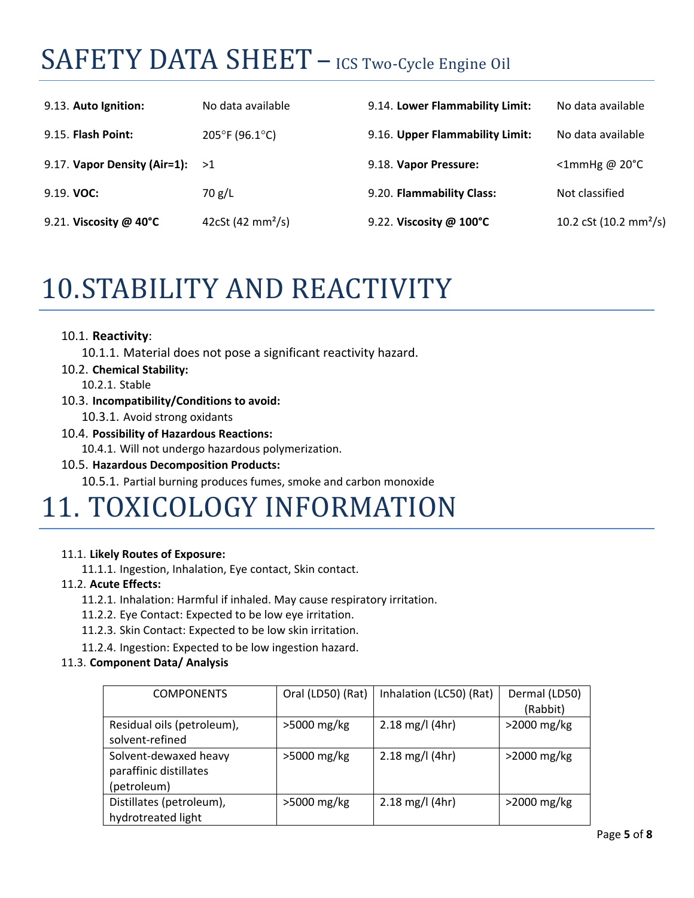| | | | |
|---|---|---|---|
| 9.13. **Auto Ignition:** | No data available | 9.14. **Lower Flammability Limit:** | No data available |
| 9.15. **Flash Point:** | 205°F (96.1°C) | 9.16. **Upper Flammability Limit:** | No data available |
| 9.17. **Vapor Density (Air=1):** | >1 | 9.18. **Vapor Pressure:** | <1mmHg @ 20°C |
| 9.19. **VOC:** | 70 g/L | 9.20. **Flammability Class:** | Not classified |
| 9.21. **Viscosity @ 40°C** | 42cSt (42 $mm^2/s$) | 9.22. **Viscosity @ 100°C** | 10.2 cSt (10.2 $mm^2/s$) |

# 10. STABILITY AND REACTIVITY

10.1. **Reactivity**:

10.1.1. Material does not pose a significant reactivity hazard.

10.2. **Chemical Stability:**

10.2.1. Stable

10.3. **Incompatibility/Conditions to avoid:**

10.3.1. Avoid strong oxidants

10.4. **Possibility of Hazardous Reactions:**

10.4.1. Will not undergo hazardous polymerization.

10.5. **Hazardous Decomposition Products:**

10.5.1. Partial burning produces fumes, smoke and carbon monoxide

# 11. TOXICOLOGY INFORMATION

11.1. **Likely Routes of Exposure:**

11.1.1. Ingestion, Inhalation, Eye contact, Skin contact.

11.2. **Acute Effects:**

11.2.1. Inhalation: Harmful if inhaled. May cause respiratory irritation.

11.2.2. Eye Contact: Expected to be low eye irritation.

11.2.3. Skin Contact: Expected to be low skin irritation.

11.2.4. Ingestion: Expected to be low ingestion hazard.

11.3. **Component Data/ Analysis**

| COMPONENTS | Oral (LD50) (Rat) | Inhalation (LC50) (Rat) | Dermal (LD50) (Rabbit) |
|---|---|---|---|
| Residual oils (petroleum), solvent-refined | >5000 mg/kg | 2.18 mg/l (4hr) | >2000 mg/kg |
| Solvent-dewaxed heavy paraffinic distillates (petroleum) | >5000 mg/kg | 2.18 mg/l (4hr) | >2000 mg/kg |
| Distillates (petroleum), hydrotreated light | >5000 mg/kg | 2.18 mg/l (4hr) | >2000 mg/kg |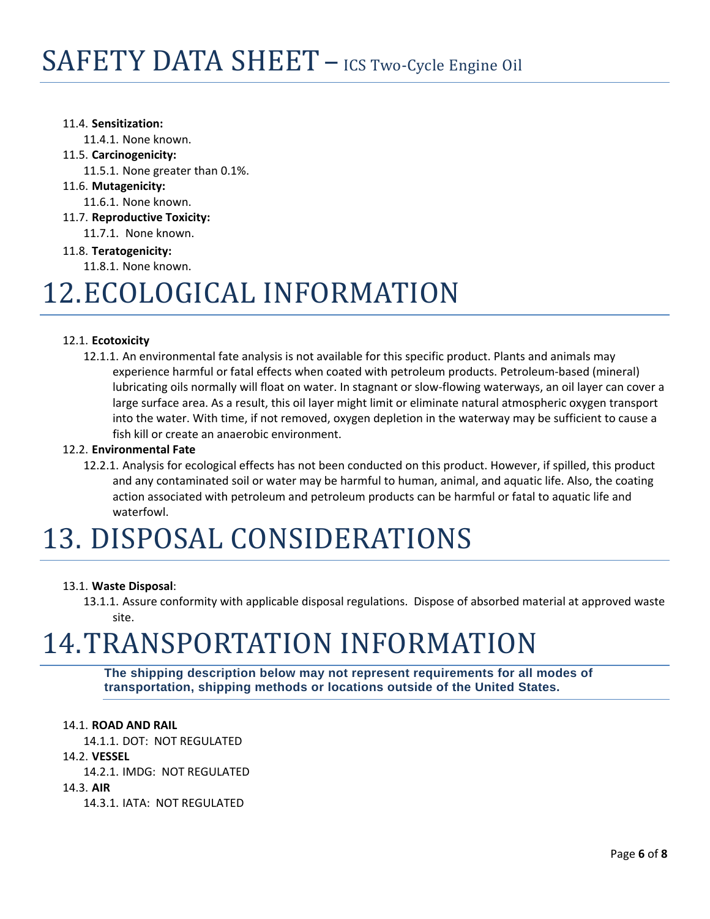11.4. **Sensitization:**

11.4.1. None known.

11.5. **Carcinogenicity:**

11.5.1. None greater than 0.1%.

11.6. **Mutagenicity:**

11.6.1. None known.

11.7. **Reproductive Toxicity:**

11.7.1. None known.

11.8. **Teratogenicity:**

11.8.1. None known.

# 12. ECOLOGICAL INFORMATION

12.1. **Ecotoxicity**

12.1.1. An environmental fate analysis is not available for this specific product. Plants and animals may experience harmful or fatal effects when coated with petroleum products. Petroleum-based (mineral) lubricating oils normally will float on water. In stagnant or slow-flowing waterways, an oil layer can cover a large surface area. As a result, this oil layer might limit or eliminate natural atmospheric oxygen transport into the water. With time, if not removed, oxygen depletion in the waterway may be sufficient to cause a fish kill or create an anaerobic environment.

12.2. **Environmental Fate**

12.2.1. Analysis for ecological effects has not been conducted on this product. However, if spilled, this product and any contaminated soil or water may be harmful to human, animal, and aquatic life. Also, the coating action associated with petroleum and petroleum products can be harmful or fatal to aquatic life and waterfowl.

# 13. DISPOSAL CONSIDERATIONS

13.1. **Waste Disposal**:

13.1.1. Assure conformity with applicable disposal regulations. Dispose of absorbed material at approved waste site.

# 14. TRANSPORTATION INFORMATION

**The shipping description below may not represent requirements for all modes of transportation, shipping methods or locations outside of the United States.**

14.1. **ROAD AND RAIL**

14.1.1. DOT: NOT REGULATED

14.2. **VESSEL**

14.2.1. IMDG: NOT REGULATED

14.3. **AIR**

14.3.1. IATA: NOT REGULATED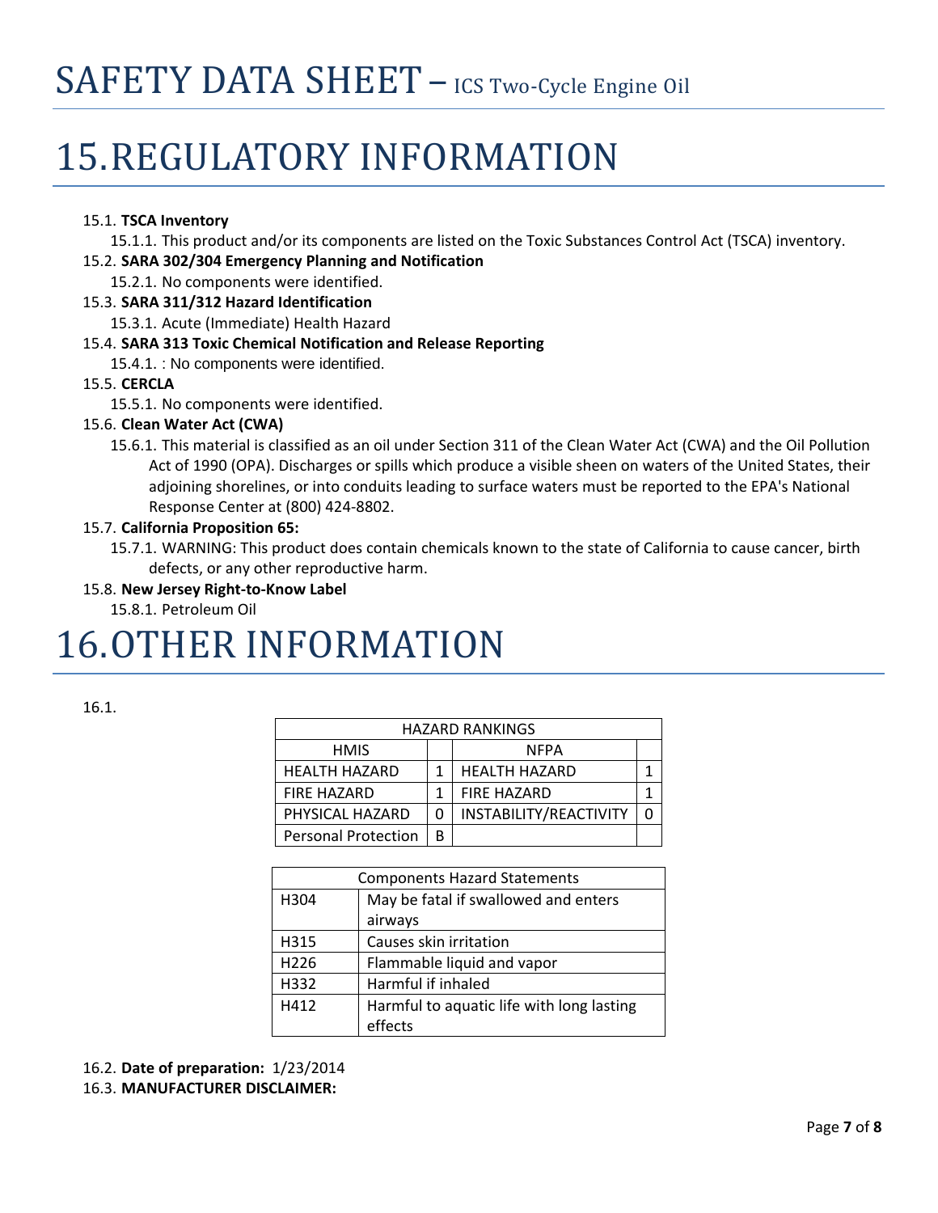# 15. REGULATORY INFORMATION

15.1. **TSCA Inventory**

15.1.1. This product and/or its components are listed on the Toxic Substances Control Act (TSCA) inventory.

15.2. **SARA 302/304 Emergency Planning and Notification**

15.2.1. No components were identified.

15.3. **SARA 311/312 Hazard Identification**

15.3.1. Acute (Immediate) Health Hazard

15.4. **SARA 313 Toxic Chemical Notification and Release Reporting**

15.4.1. : No components were identified.

15.5. **CERCLA**

15.5.1. No components were identified.

15.6. **Clean Water Act (CWA)**

15.6.1. This material is classified as an oil under Section 311 of the Clean Water Act (CWA) and the Oil Pollution Act of 1990 (OPA). Discharges or spills which produce a visible sheen on waters of the United States, their adjoining shorelines, or into conduits leading to surface waters must be reported to the EPA's National Response Center at (800) 424-8802.

15.7. **California Proposition 65:**

15.7.1. WARNING: This product does contain chemicals known to the state of California to cause cancer, birth defects, or any other reproductive harm.

15.8. **New Jersey Right-to-Know Label**

15.8.1. Petroleum Oil

# 16. OTHER INFORMATION

16.1.

| HAZARD RANKINGS | | | |
|---|---|---|---|
| HMIS | | NFPA | |
| HEALTH HAZARD | 1 | HEALTH HAZARD | 1 |
| FIRE HAZARD | 1 | FIRE HAZARD | 1 |
| PHYSICAL HAZARD | 0 | INSTABILITY/REACTIVITY | 0 |
| Personal Protection | B | | |

| Components Hazard Statements | |
|---|---|
| H304 | May be fatal if swallowed and enters airways |
| H315 | Causes skin irritation |
| H226 | Flammable liquid and vapor |
| H332 | Harmful if inhaled |
| H412 | Harmful to aquatic life with long lasting effects |

16.2. **Date of preparation:** 1/23/2014

16.3. **MANUFACTURER DISCLAIMER:**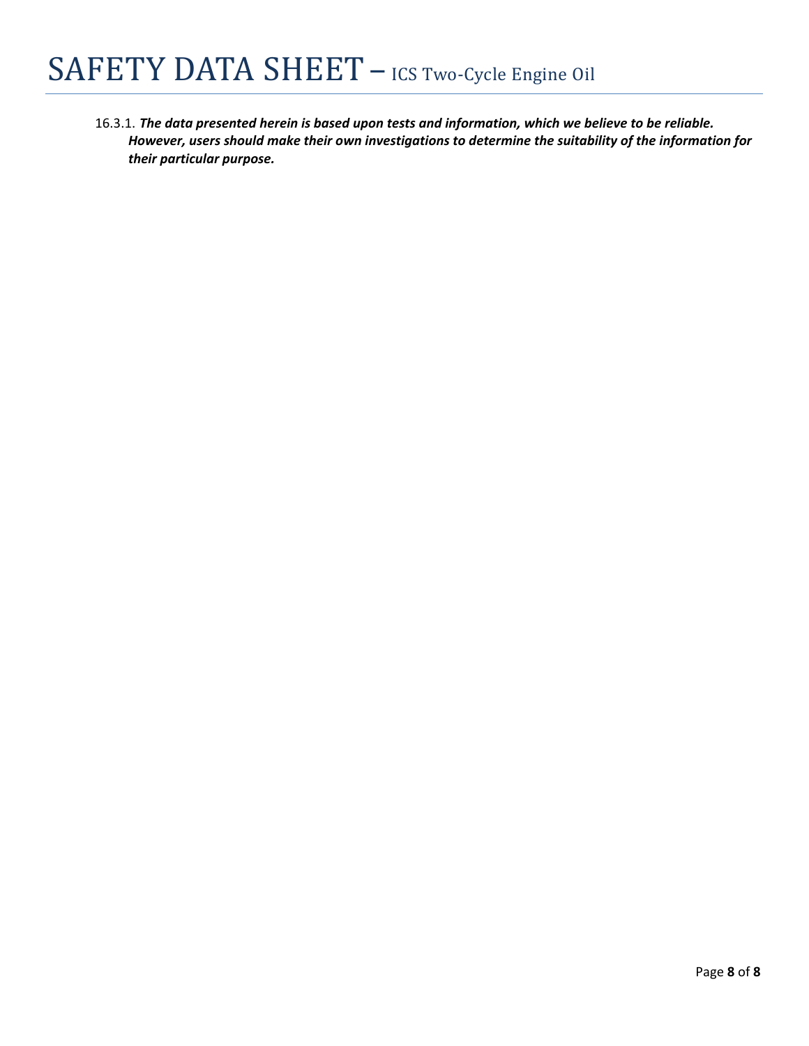16.3.1. ***The data presented herein is based upon tests and information, which we believe to be reliable. However, users should make their own investigations to determine the suitability of the information for their particular purpose.***